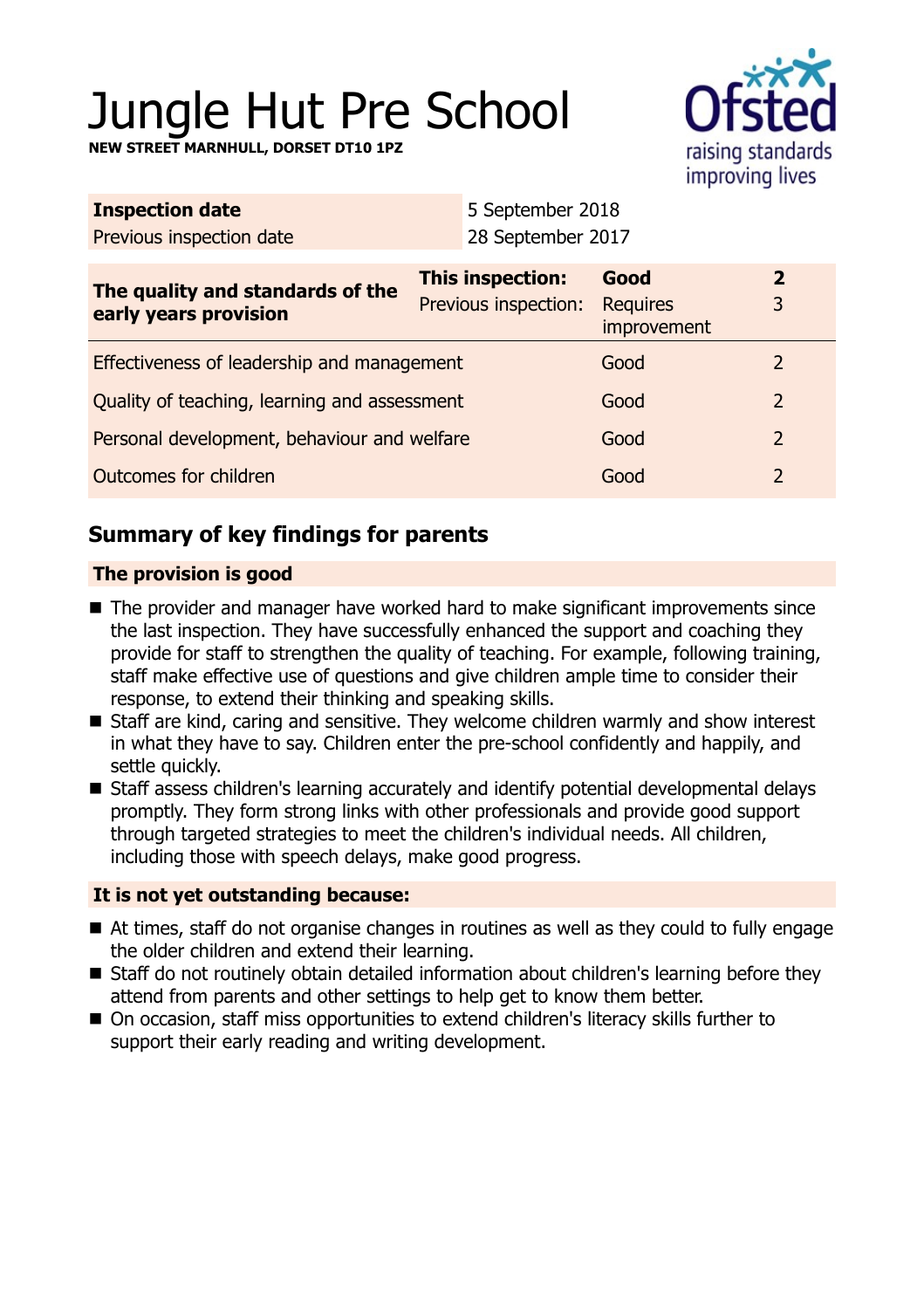# Jungle Hut Pre School

**NEW STREET MARNHULL, DORSET DT10 1PZ**

| **Inspection date** | 5 September 2018 |
| --- | --- |
| Previous inspection date | 28 September 2017 |

| **The quality and standards of the early years provision** | **This inspection:** | **Good** | **2** |
| --- | --- | --- | --- |
| | Previous inspection: | Requires improvement | 3 |
| Effectiveness of leadership and management | | Good | 2 |
| Quality of teaching, learning and assessment | | Good | 2 |
| Personal development, behaviour and welfare | | Good | 2 |
| Outcomes for children | | Good | 2 |

## Summary of key findings for parents

### The provision is good

- The provider and manager have worked hard to make significant improvements since the last inspection. They have successfully enhanced the support and coaching they provide for staff to strengthen the quality of teaching. For example, following training, staff make effective use of questions and give children ample time to consider their response, to extend their thinking and speaking skills.
- Staff are kind, caring and sensitive. They welcome children warmly and show interest in what they have to say. Children enter the pre-school confidently and happily, and settle quickly.
- Staff assess children's learning accurately and identify potential developmental delays promptly. They form strong links with other professionals and provide good support through targeted strategies to meet the children's individual needs. All children, including those with speech delays, make good progress.

### It is not yet outstanding because:

- At times, staff do not organise changes in routines as well as they could to fully engage the older children and extend their learning.
- Staff do not routinely obtain detailed information about children's learning before they attend from parents and other settings to help get to know them better.
- On occasion, staff miss opportunities to extend children's literacy skills further to support their early reading and writing development.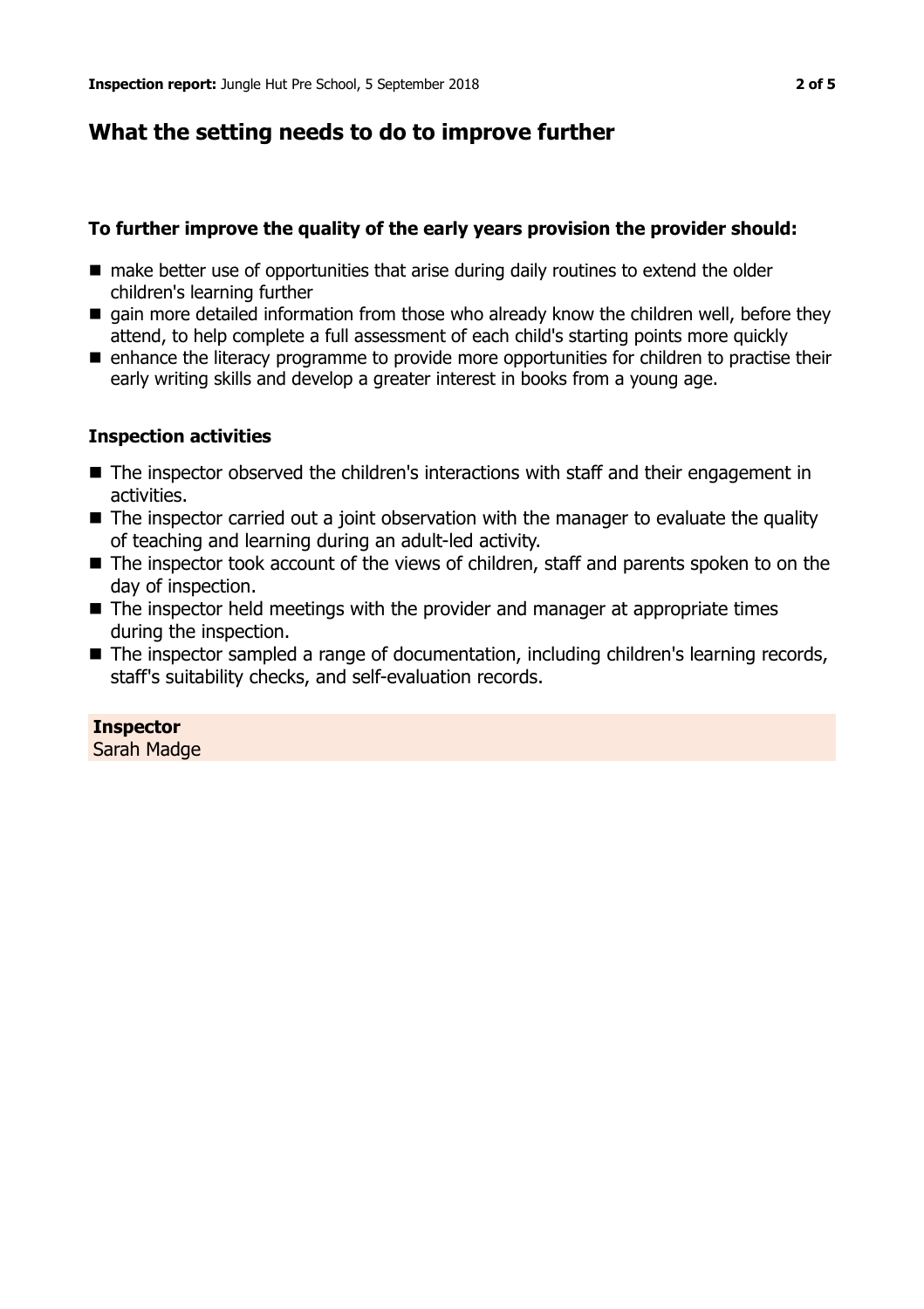## What the setting needs to do to improve further

### To further improve the quality of the early years provision the provider should:

- make better use of opportunities that arise during daily routines to extend the older children's learning further
- gain more detailed information from those who already know the children well, before they attend, to help complete a full assessment of each child's starting points more quickly
- enhance the literacy programme to provide more opportunities for children to practise their early writing skills and develop a greater interest in books from a young age.

### Inspection activities

- The inspector observed the children's interactions with staff and their engagement in activities.
- The inspector carried out a joint observation with the manager to evaluate the quality of teaching and learning during an adult-led activity.
- The inspector took account of the views of children, staff and parents spoken to on the day of inspection.
- The inspector held meetings with the provider and manager at appropriate times during the inspection.
- The inspector sampled a range of documentation, including children's learning records, staff's suitability checks, and self-evaluation records.

**Inspector**
Sarah Madge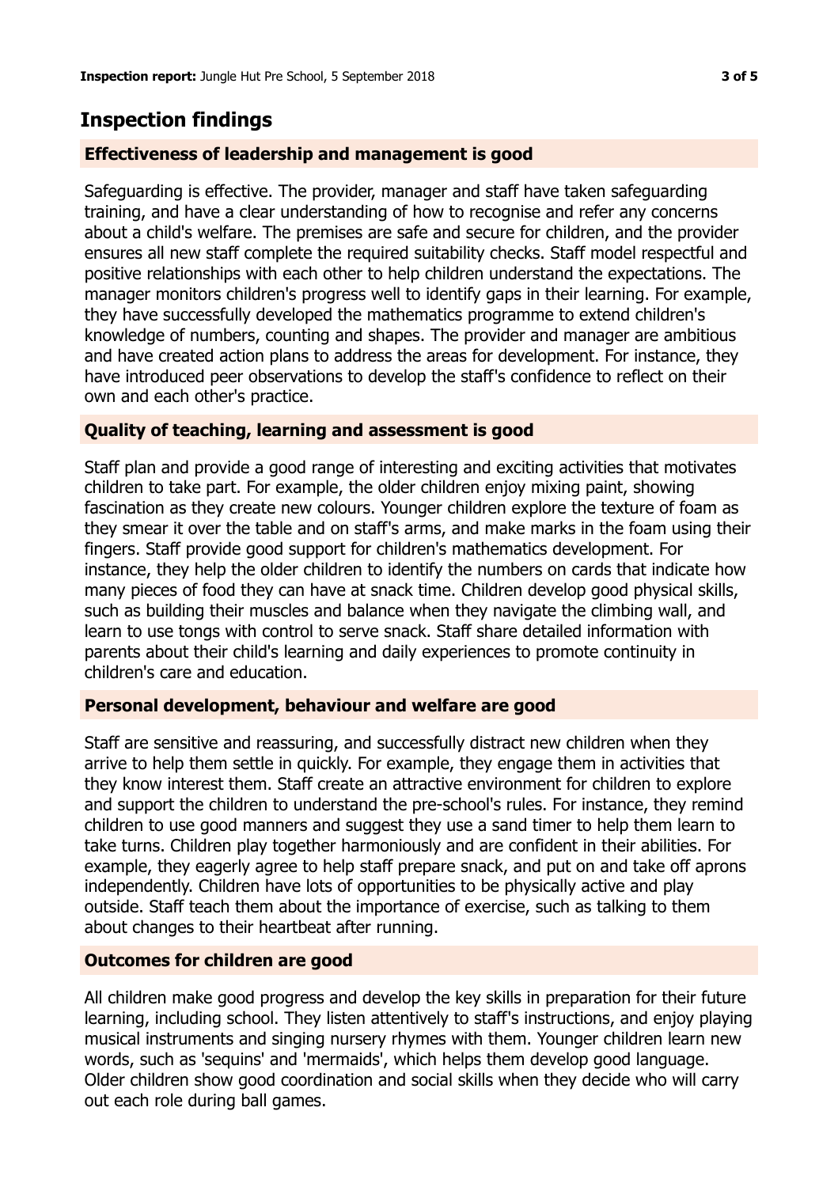## Inspection findings

### Effectiveness of leadership and management is good

Safeguarding is effective. The provider, manager and staff have taken safeguarding training, and have a clear understanding of how to recognise and refer any concerns about a child's welfare. The premises are safe and secure for children, and the provider ensures all new staff complete the required suitability checks. Staff model respectful and positive relationships with each other to help children understand the expectations. The manager monitors children's progress well to identify gaps in their learning. For example, they have successfully developed the mathematics programme to extend children's knowledge of numbers, counting and shapes. The provider and manager are ambitious and have created action plans to address the areas for development. For instance, they have introduced peer observations to develop the staff's confidence to reflect on their own and each other's practice.

### Quality of teaching, learning and assessment is good

Staff plan and provide a good range of interesting and exciting activities that motivates children to take part. For example, the older children enjoy mixing paint, showing fascination as they create new colours. Younger children explore the texture of foam as they smear it over the table and on staff's arms, and make marks in the foam using their fingers. Staff provide good support for children's mathematics development. For instance, they help the older children to identify the numbers on cards that indicate how many pieces of food they can have at snack time. Children develop good physical skills, such as building their muscles and balance when they navigate the climbing wall, and learn to use tongs with control to serve snack. Staff share detailed information with parents about their child's learning and daily experiences to promote continuity in children's care and education.

### Personal development, behaviour and welfare are good

Staff are sensitive and reassuring, and successfully distract new children when they arrive to help them settle in quickly. For example, they engage them in activities that they know interest them. Staff create an attractive environment for children to explore and support the children to understand the pre-school's rules. For instance, they remind children to use good manners and suggest they use a sand timer to help them learn to take turns. Children play together harmoniously and are confident in their abilities. For example, they eagerly agree to help staff prepare snack, and put on and take off aprons independently. Children have lots of opportunities to be physically active and play outside. Staff teach them about the importance of exercise, such as talking to them about changes to their heartbeat after running.

### Outcomes for children are good

All children make good progress and develop the key skills in preparation for their future learning, including school. They listen attentively to staff's instructions, and enjoy playing musical instruments and singing nursery rhymes with them. Younger children learn new words, such as 'sequins' and 'mermaids', which helps them develop good language. Older children show good coordination and social skills when they decide who will carry out each role during ball games.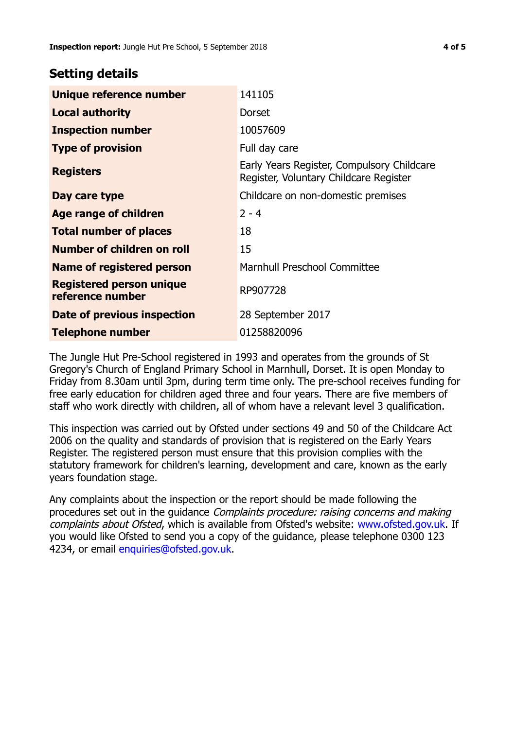## Setting details

| | |
|---|---|
| **Unique reference number** | 141105 |
| **Local authority** | Dorset |
| **Inspection number** | 10057609 |
| **Type of provision** | Full day care |
| **Registers** | Early Years Register, Compulsory Childcare Register, Voluntary Childcare Register |
| **Day care type** | Childcare on non-domestic premises |
| **Age range of children** | 2 - 4 |
| **Total number of places** | 18 |
| **Number of children on roll** | 15 |
| **Name of registered person** | Marnhull Preschool Committee |
| **Registered person unique reference number** | RP907728 |
| **Date of previous inspection** | 28 September 2017 |
| **Telephone number** | 01258820096 |

The Jungle Hut Pre-School registered in 1993 and operates from the grounds of St Gregory's Church of England Primary School in Marnhull, Dorset. It is open Monday to Friday from 8.30am until 3pm, during term time only. The pre-school receives funding for free early education for children aged three and four years. There are five members of staff who work directly with children, all of whom have a relevant level 3 qualification.

This inspection was carried out by Ofsted under sections 49 and 50 of the Childcare Act 2006 on the quality and standards of provision that is registered on the Early Years Register. The registered person must ensure that this provision complies with the statutory framework for children's learning, development and care, known as the early years foundation stage.

Any complaints about the inspection or the report should be made following the procedures set out in the guidance *Complaints procedure: raising concerns and making complaints about Ofsted*, which is available from Ofsted's website: www.ofsted.gov.uk. If you would like Ofsted to send you a copy of the guidance, please telephone 0300 123 4234, or email enquiries@ofsted.gov.uk.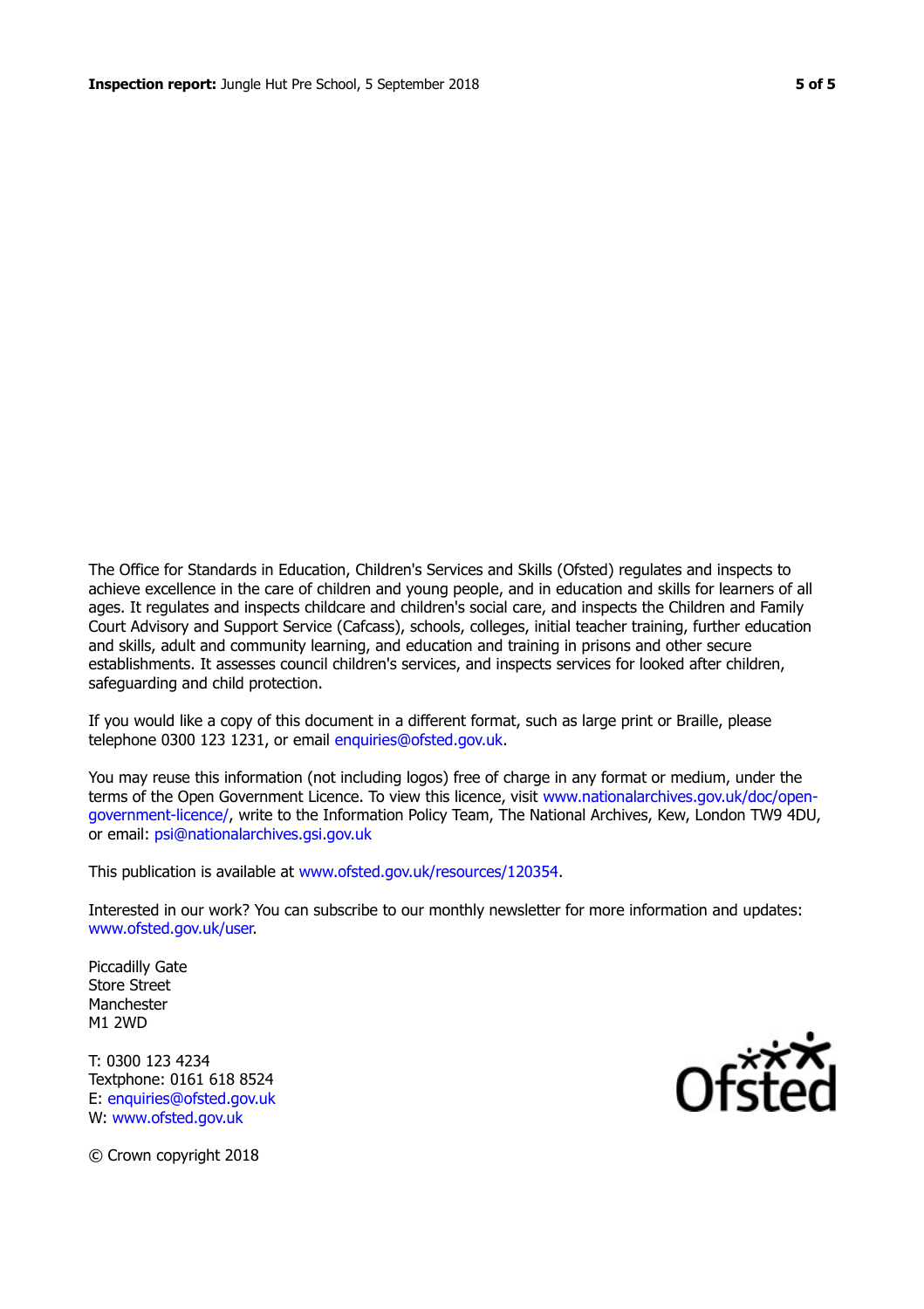The Office for Standards in Education, Children's Services and Skills (Ofsted) regulates and inspects to achieve excellence in the care of children and young people, and in education and skills for learners of all ages. It regulates and inspects childcare and children's social care, and inspects the Children and Family Court Advisory and Support Service (Cafcass), schools, colleges, initial teacher training, further education and skills, adult and community learning, and education and training in prisons and other secure establishments. It assesses council children's services, and inspects services for looked after children, safeguarding and child protection.

If you would like a copy of this document in a different format, such as large print or Braille, please telephone 0300 123 1231, or email enquiries@ofsted.gov.uk.

You may reuse this information (not including logos) free of charge in any format or medium, under the terms of the Open Government Licence. To view this licence, visit www.nationalarchives.gov.uk/doc/open-government-licence/, write to the Information Policy Team, The National Archives, Kew, London TW9 4DU, or email: psi@nationalarchives.gsi.gov.uk

This publication is available at www.ofsted.gov.uk/resources/120354.

Interested in our work? You can subscribe to our monthly newsletter for more information and updates: www.ofsted.gov.uk/user.

Piccadilly Gate
Store Street
Manchester
M1 2WD

T: 0300 123 4234
Textphone: 0161 618 8524
E: enquiries@ofsted.gov.uk
W: www.ofsted.gov.uk

© Crown copyright 2018